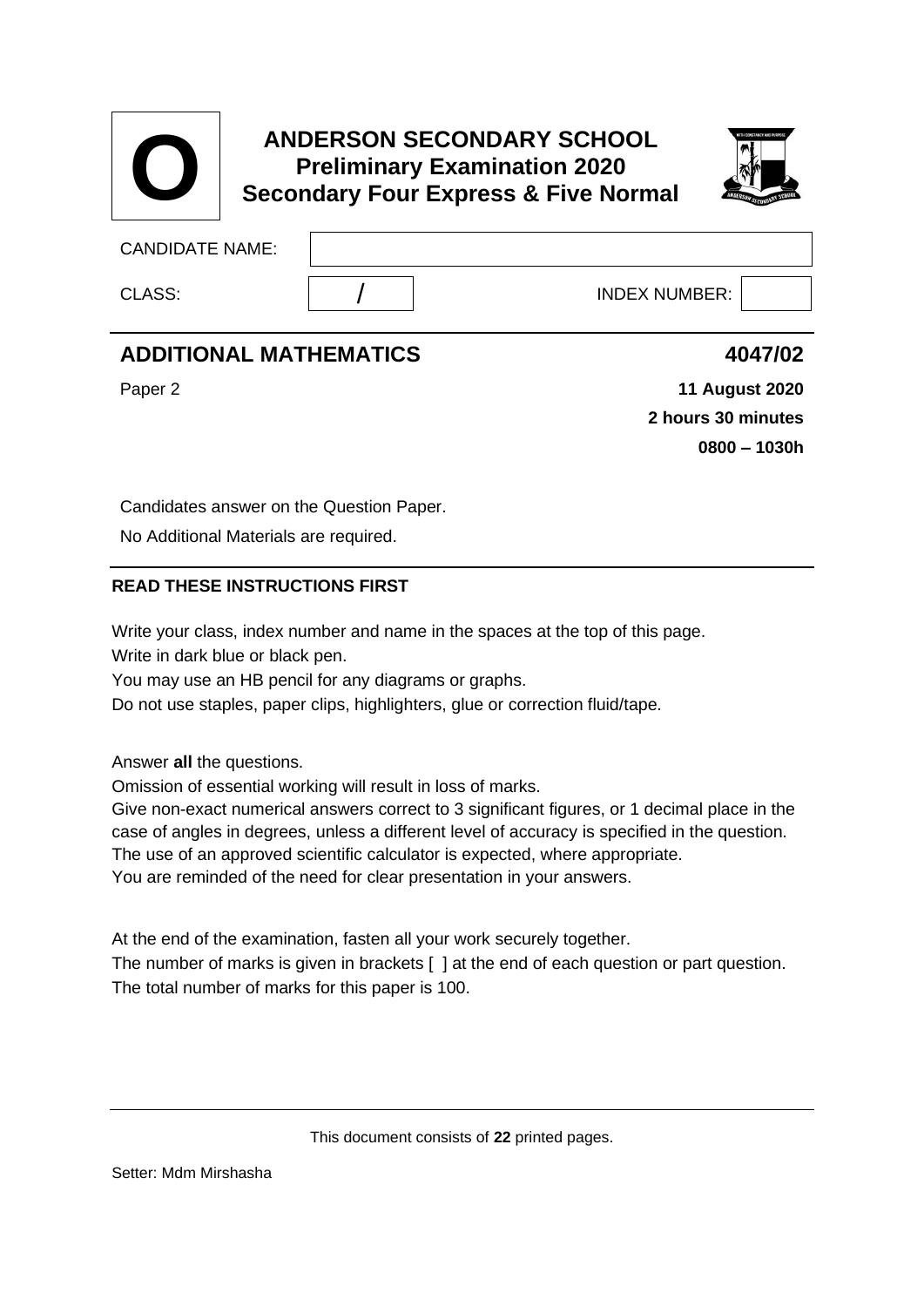**O**

# ANDERSON SECONDARY SCHOOL
## Preliminary Examination 2020
## Secondary Four Express & Five Normal

| CANDIDATE NAME: | | | |
|---|---|---|---|
| CLASS: | / | INDEX NUMBER: | |

## ADDITIONAL MATHEMATICS 4047/02

Paper 2

**11 August 2020**

**2 hours 30 minutes**

**0800 – 1030h**

Candidates answer on the Question Paper.

No Additional Materials are required.

**READ THESE INSTRUCTIONS FIRST**

Write your class, index number and name in the spaces at the top of this page.
Write in dark blue or black pen.
You may use an HB pencil for any diagrams or graphs.
Do not use staples, paper clips, highlighters, glue or correction fluid/tape.

Answer **all** the questions.
Omission of essential working will result in loss of marks.
Give non-exact numerical answers correct to 3 significant figures, or 1 decimal place in the case of angles in degrees, unless a different level of accuracy is specified in the question.
The use of an approved scientific calculator is expected, where appropriate.
You are reminded of the need for clear presentation in your answers.

At the end of the examination, fasten all your work securely together.
The number of marks is given in brackets [ ] at the end of each question or part question.
The total number of marks for this paper is 100.

This document consists of **22** printed pages.

Setter: Mdm Mirshasha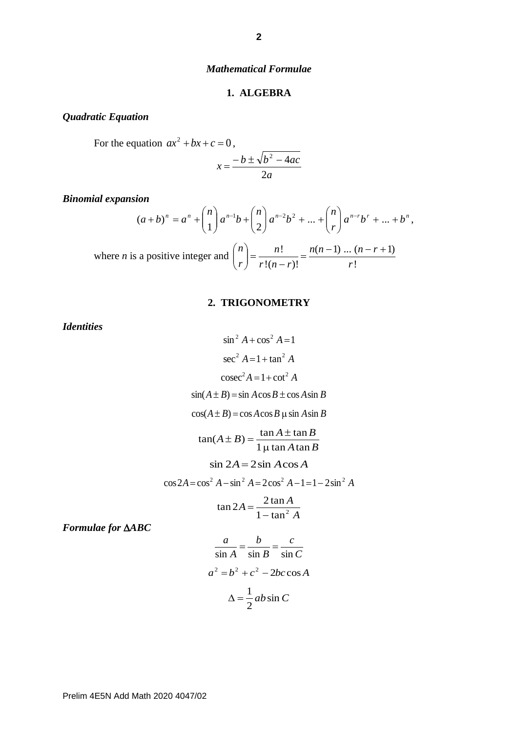## *Mathematical Formulae*

### 1. ALGEBRA

***Quadratic Equation***

For the equation $ax^2 + bx + c = 0$,

$$x = \frac{-b \pm \sqrt{b^2 - 4ac}}{2a}$$

***Binomial expansion***

$$(a+b)^n = a^n + \binom{n}{1} a^{n-1}b + \binom{n}{2} a^{n-2}b^2 + \ldots + \binom{n}{r} a^{n-r}b^r + \ldots + b^n,$$

where $n$ is a positive integer and $\binom{n}{r} = \frac{n!}{r!(n-r)!} = \frac{n(n-1)\ldots(n-r+1)}{r!}$

### 2. TRIGONOMETRY

***Identities***

$$\sin^2 A + \cos^2 A = 1$$

$$\sec^2 A = 1 + \tan^2 A$$

$$\operatorname{cosec}^2 A = 1 + \cot^2 A$$

$$\sin(A \pm B) = \sin A \cos B \pm \cos A \sin B$$

$$\cos(A \pm B) = \cos A \cos B \mp \sin A \sin B$$

$$\tan(A \pm B) = \frac{\tan A \pm \tan B}{1 \mp \tan A \tan B}$$

$$\sin 2A = 2 \sin A \cos A$$

$$\cos 2A = \cos^2 A - \sin^2 A = 2\cos^2 A - 1 = 1 - 2\sin^2 A$$

$$\tan 2A = \frac{2 \tan A}{1 - \tan^2 A}$$

***Formulae for $\Delta ABC$***

$$\frac{a}{\sin A} = \frac{b}{\sin B} = \frac{c}{\sin C}$$

$$a^2 = b^2 + c^2 - 2bc \cos A$$

$$\Delta = \frac{1}{2} ab \sin C$$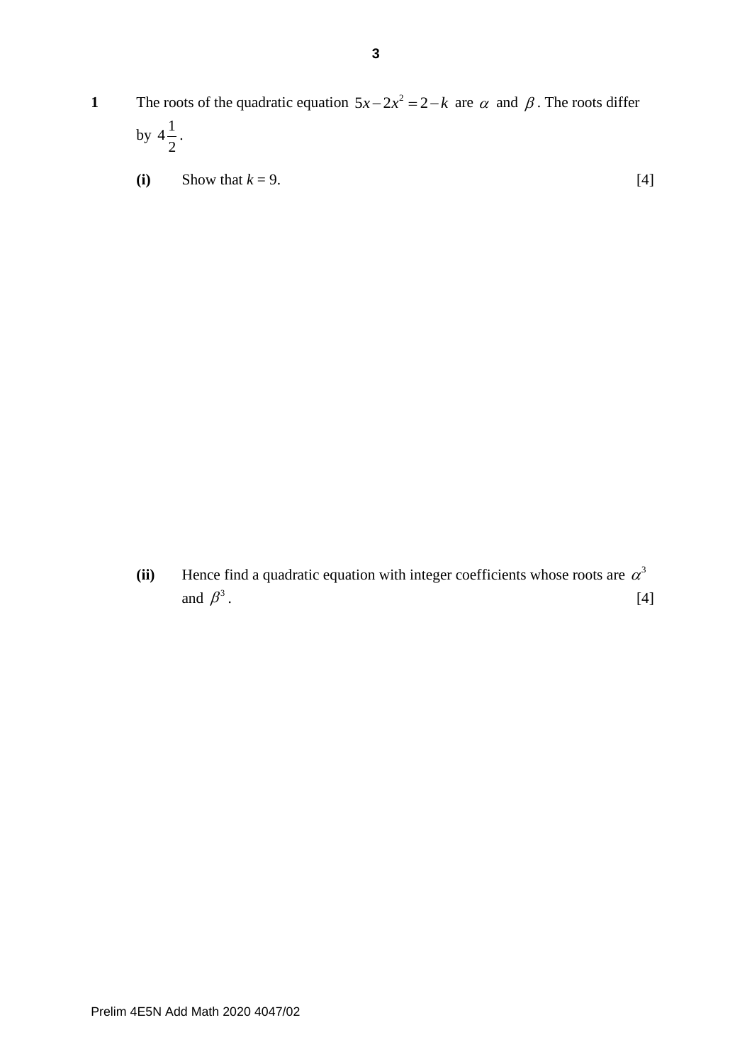**1** The roots of the quadratic equation $5x - 2x^2 = 2 - k$ are $\alpha$ and $\beta$. The roots differ by $4\frac{1}{2}$.

**(i)** Show that $k = 9$. [4]

**(ii)** Hence find a quadratic equation with integer coefficients whose roots are $\alpha^3$ and $\beta^3$. [4]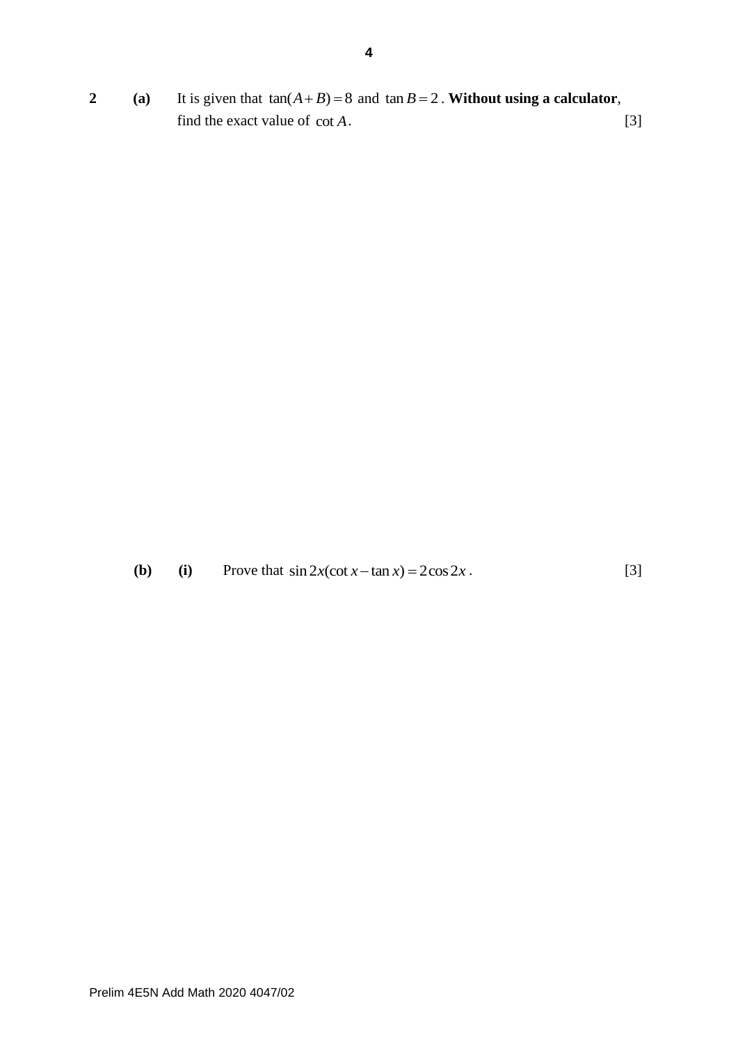**2** **(a)** It is given that $\tan(A+B)=8$ and $\tan B=2$. **Without using a calculator**, find the exact value of $\cot A$. [3]

**(b)** **(i)** Prove that $\sin 2x(\cot x-\tan x)=2\cos 2x$. [3]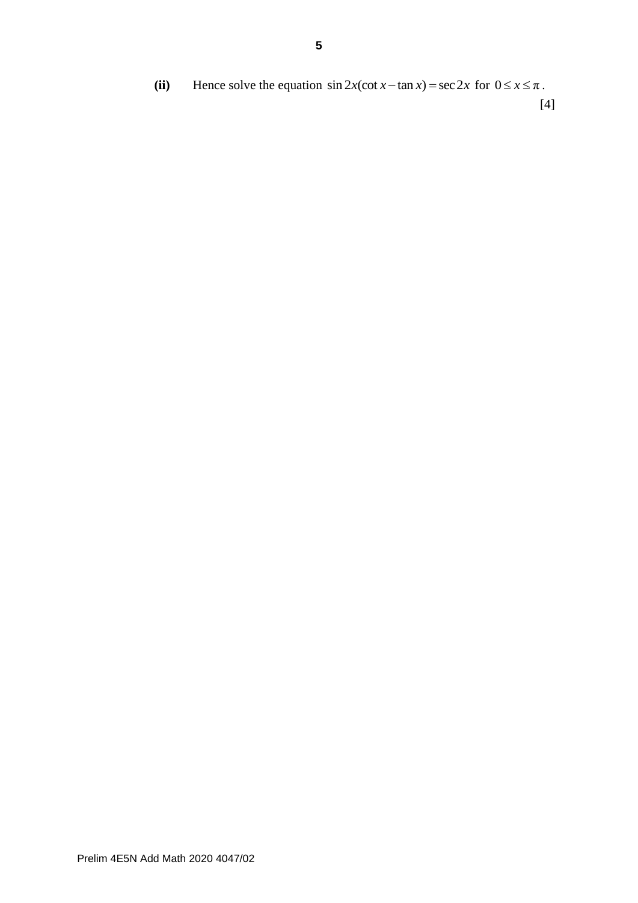**(ii)** Hence solve the equation $\sin 2x(\cot x - \tan x) = \sec 2x$ for $0 \leq x \leq \pi$.

[4]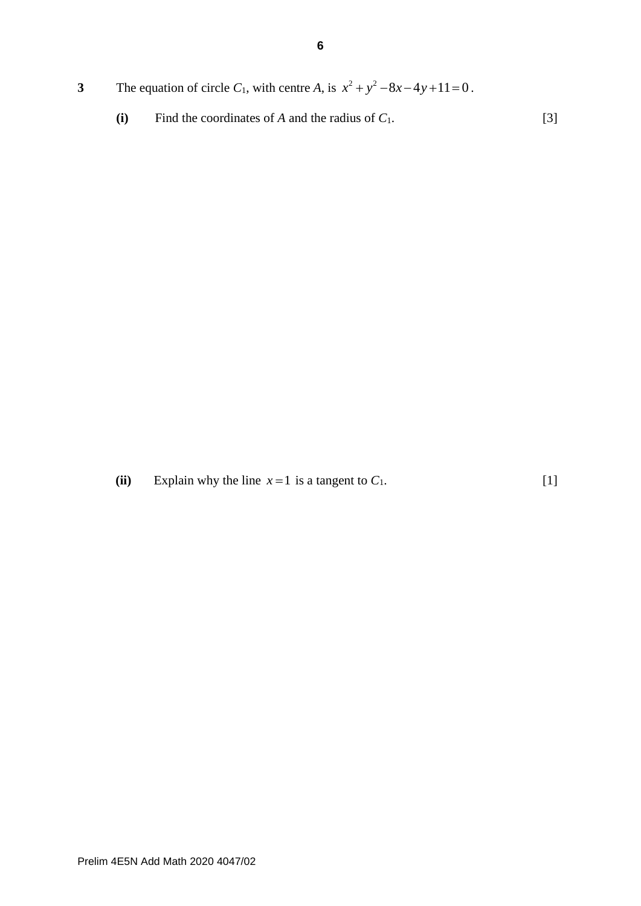**3** The equation of circle $C_1$, with centre $A$, is $x^2 + y^2 - 8x - 4y + 11 = 0$.

**(i)** Find the coordinates of $A$ and the radius of $C_1$. [3]

**(ii)** Explain why the line $x = 1$ is a tangent to $C_1$. [1]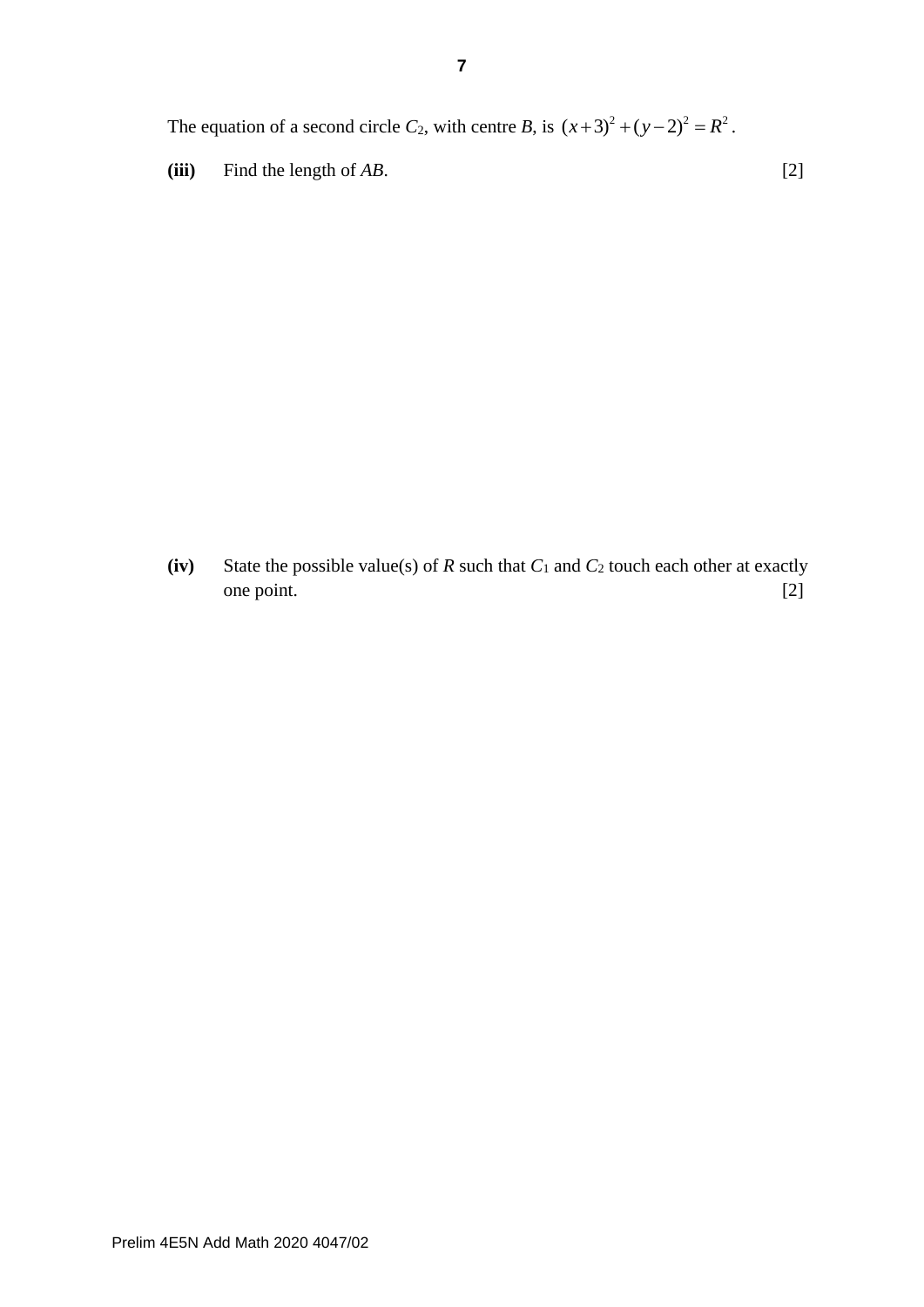The equation of a second circle $C_2$, with centre $B$, is $(x+3)^2+(y-2)^2=R^2$.

**(iii)** Find the length of $AB$. [2]

**(iv)** State the possible value(s) of $R$ such that $C_1$ and $C_2$ touch each other at exactly one point. [2]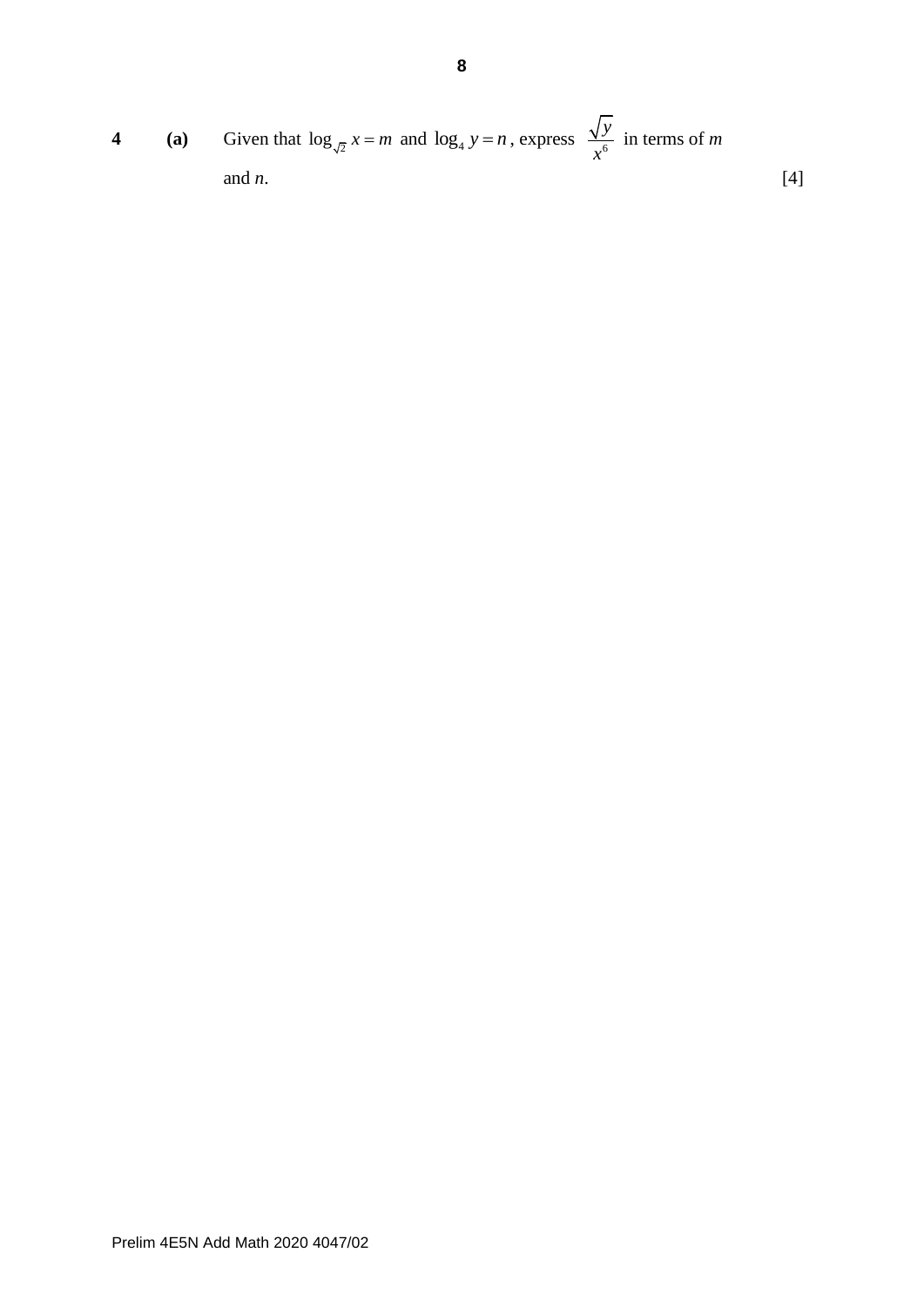**4** **(a)** Given that $\log_{\sqrt{2}} x = m$ and $\log_4 y = n$, express $\dfrac{\sqrt{y}}{x^6}$ in terms of $m$ and $n$. [4]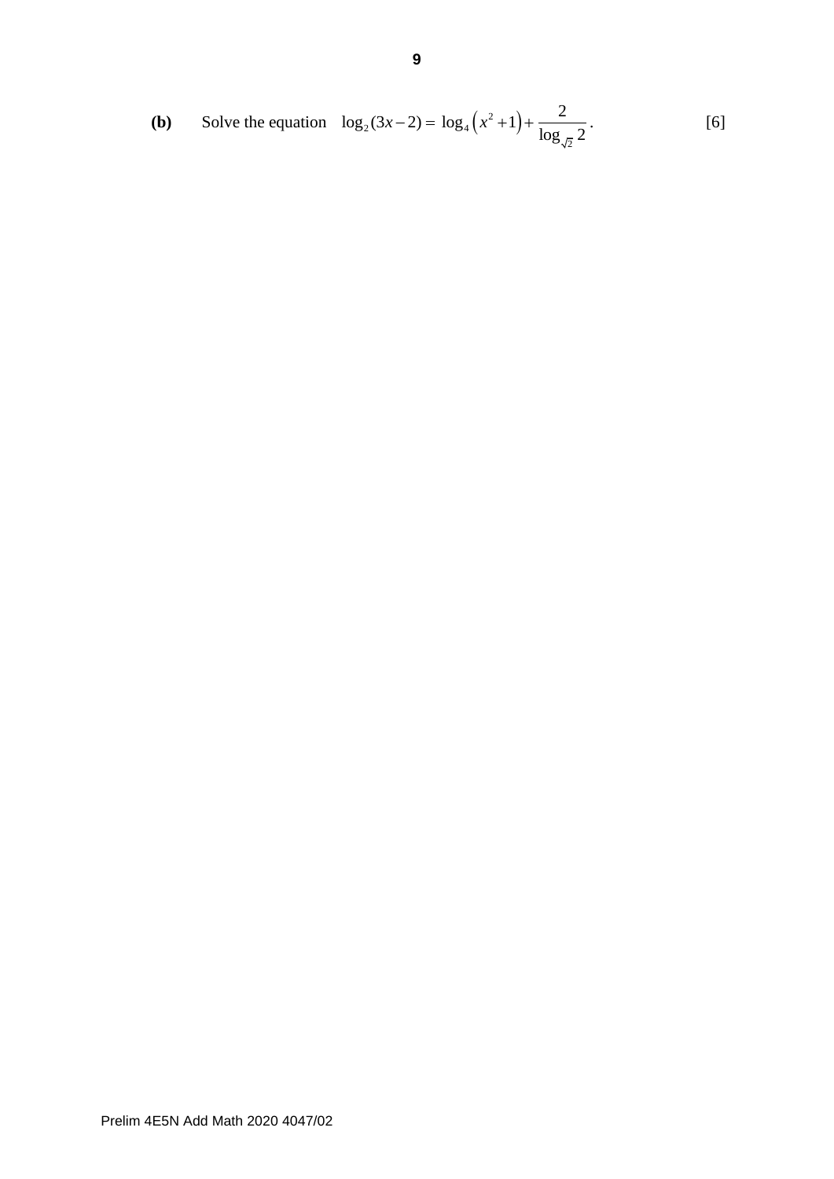**(b)** Solve the equation $\log_2(3x-2) = \log_4\left(x^2+1\right) + \dfrac{2}{\log_{\sqrt{2}} 2}$. [6]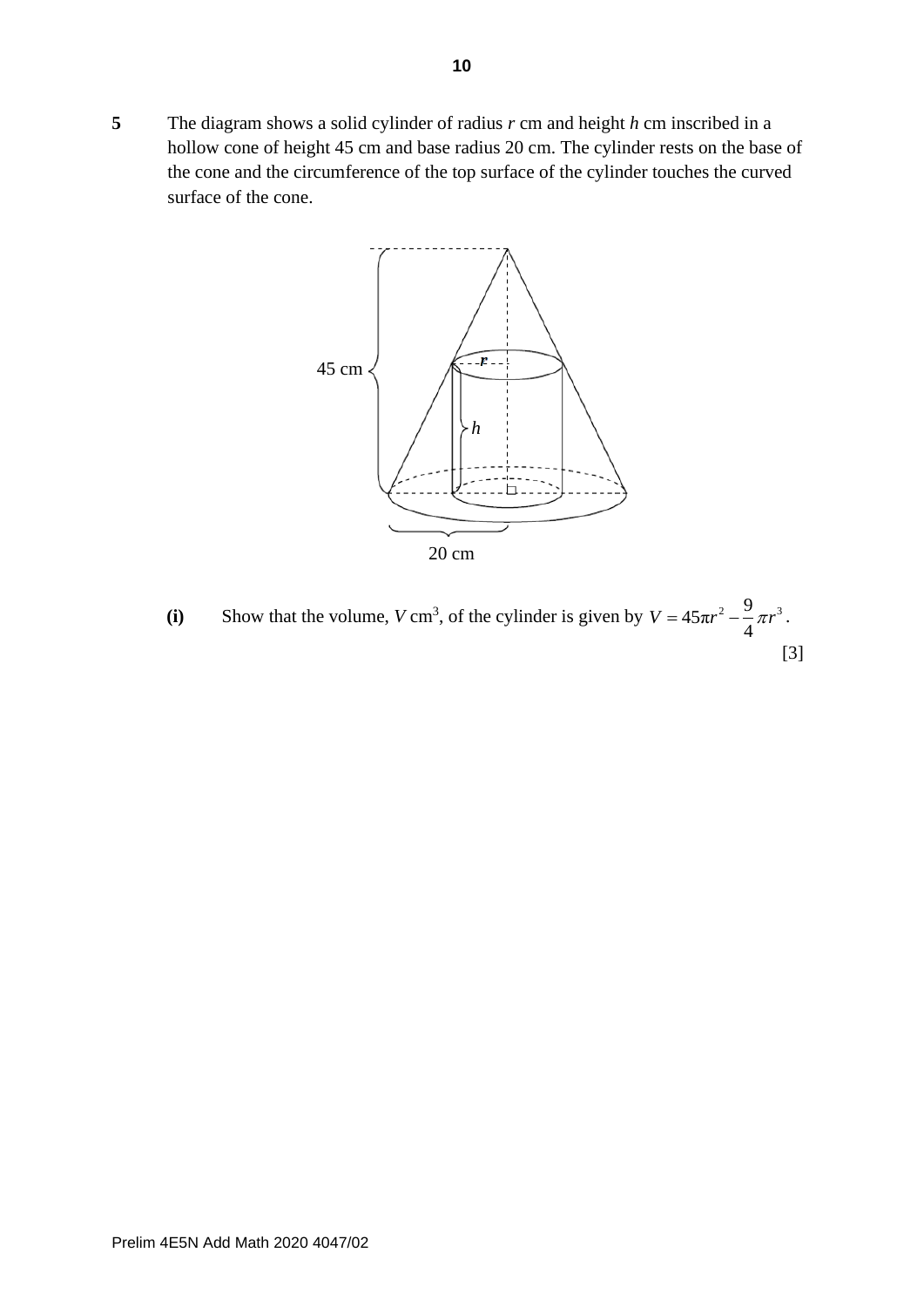**5** The diagram shows a solid cylinder of radius $r$ cm and height $h$ cm inscribed in a hollow cone of height 45 cm and base radius 20 cm. The cylinder rests on the base of the cone and the circumference of the top surface of the cylinder touches the curved surface of the cone.

**(i)** Show that the volume, $V$ cm$^3$, of the cylinder is given by $V = 45\pi r^2 - \frac{9}{4}\pi r^3$. [3]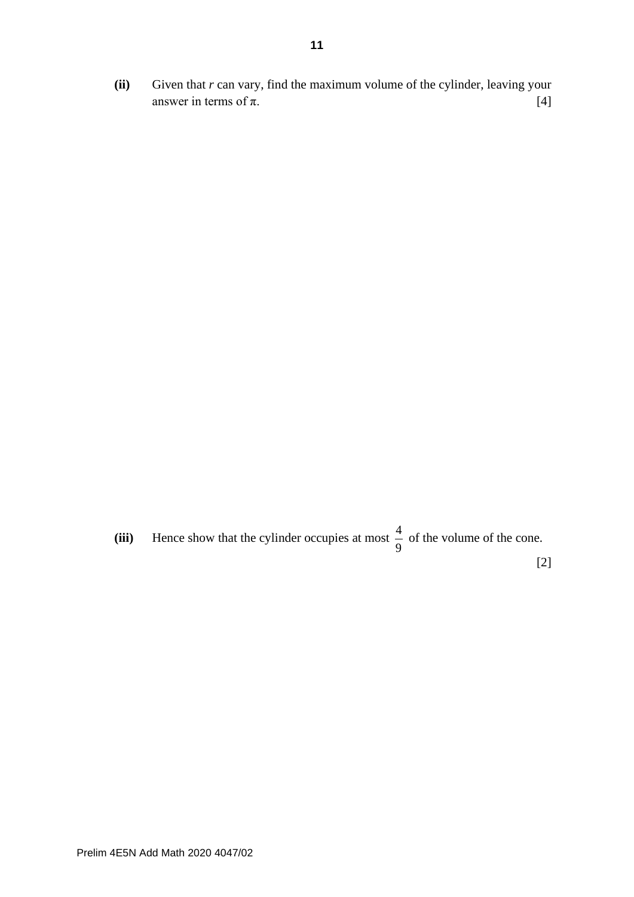**(ii)** Given that $r$ can vary, find the maximum volume of the cylinder, leaving your answer in terms of $\pi$. [4]

**(iii)** Hence show that the cylinder occupies at most $\frac{4}{9}$ of the volume of the cone. [2]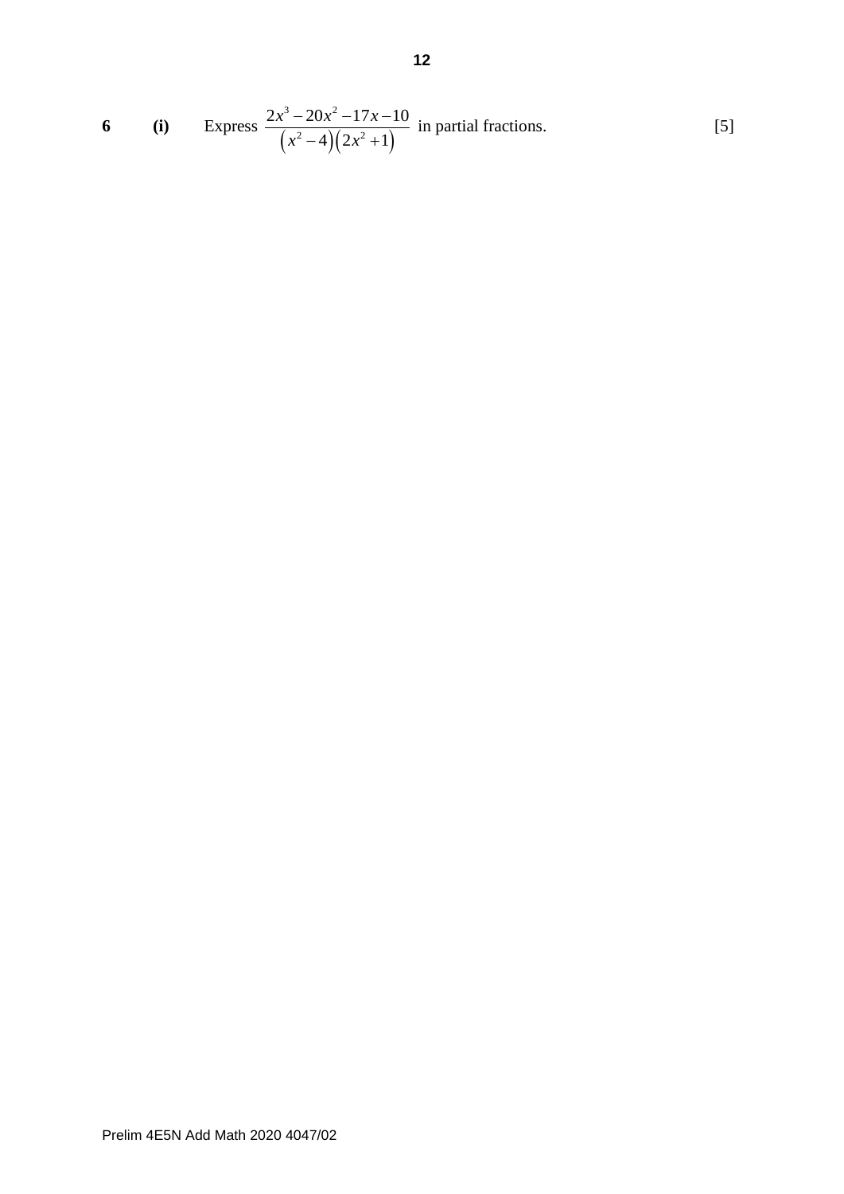**6** **(i)** Express $\dfrac{2x^3-20x^2-17x-10}{\left(x^2-4\right)\left(2x^2+1\right)}$ in partial fractions. [5]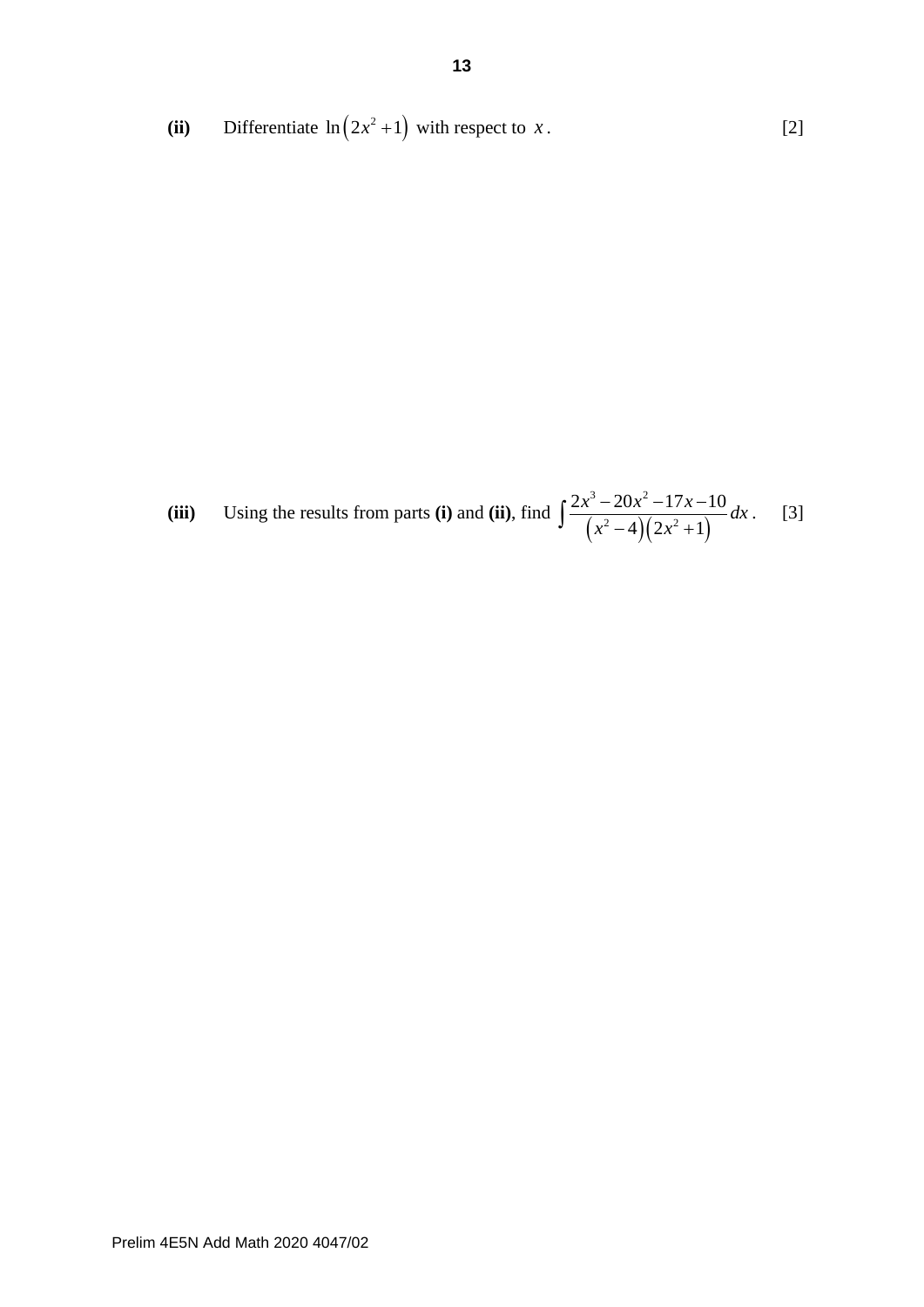**(ii)** Differentiate $\ln\left(2x^2+1\right)$ with respect to $x$. [2]

**(iii)** Using the results from parts **(i)** and **(ii)**, find $\int \frac{2x^3-20x^2-17x-10}{\left(x^2-4\right)\left(2x^2+1\right)}\,dx$. [3]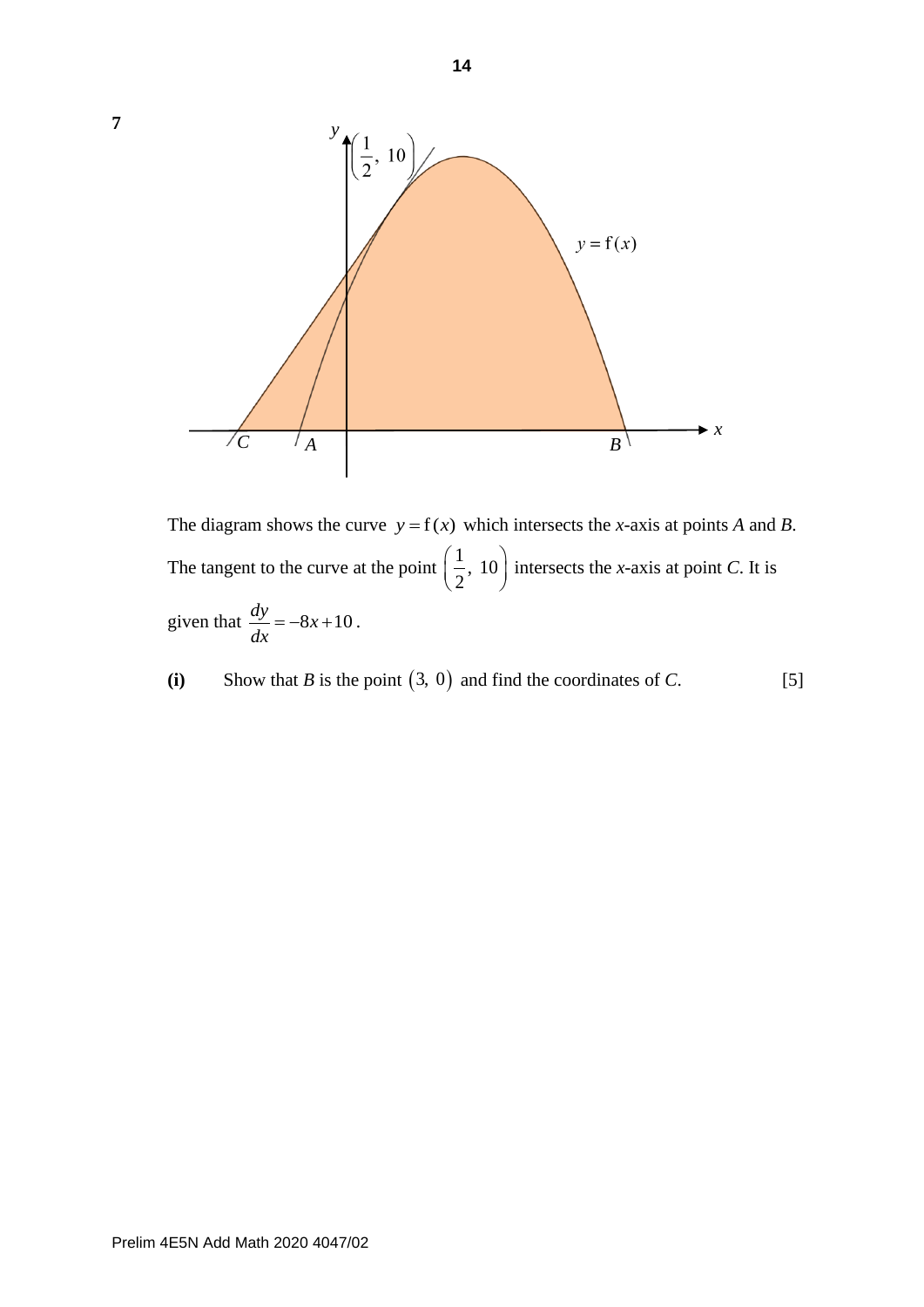**7**

The diagram shows the curve $y = \mathrm{f}(x)$ which intersects the $x$-axis at points $A$ and $B$. The tangent to the curve at the point $\left(\frac{1}{2},\ 10\right)$ intersects the $x$-axis at point $C$. It is given that $\frac{dy}{dx} = -8x + 10$.

**(i)** Show that $B$ is the point $(3,\ 0)$ and find the coordinates of $C$. [5]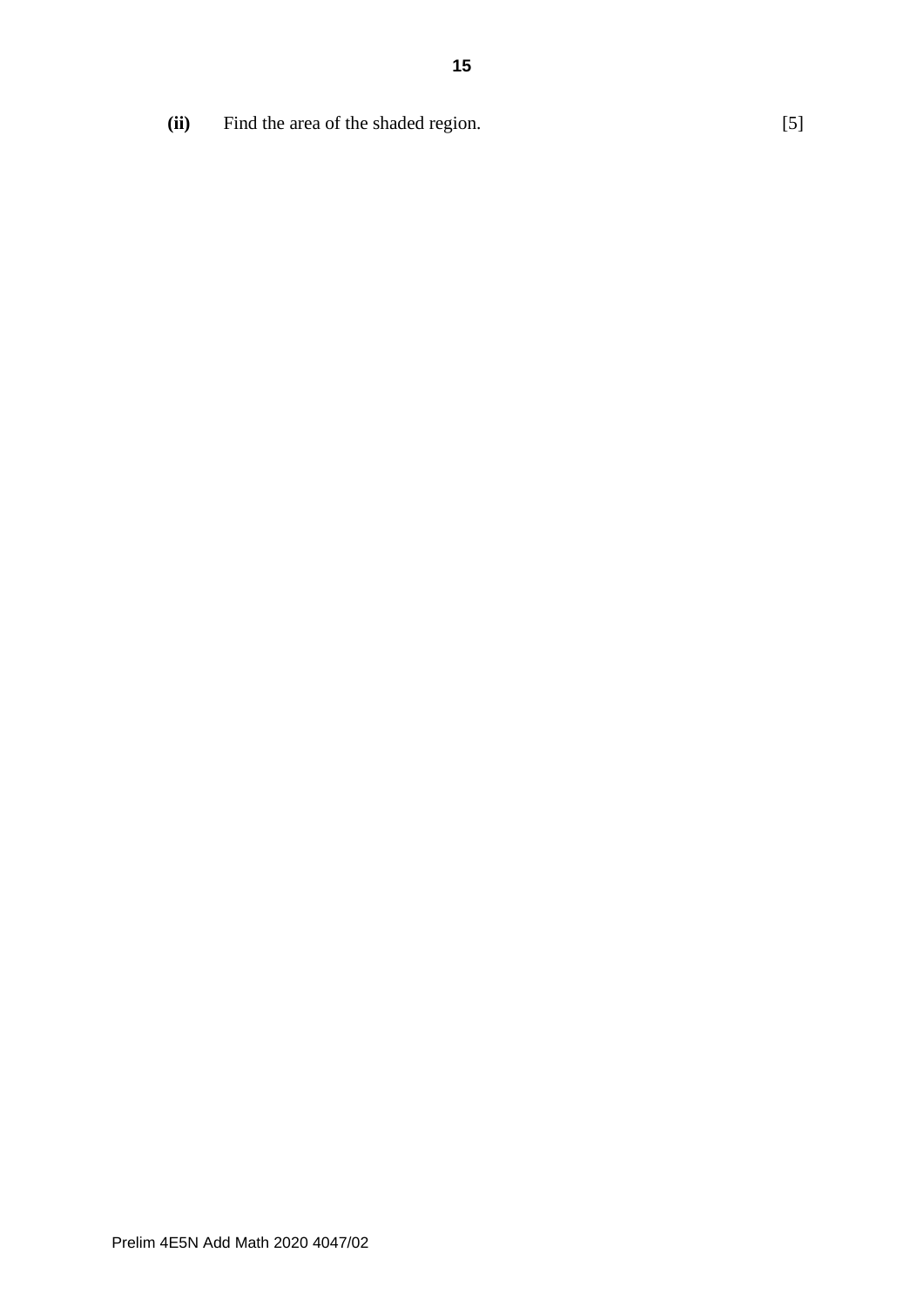**(ii)** Find the area of the shaded region. [5]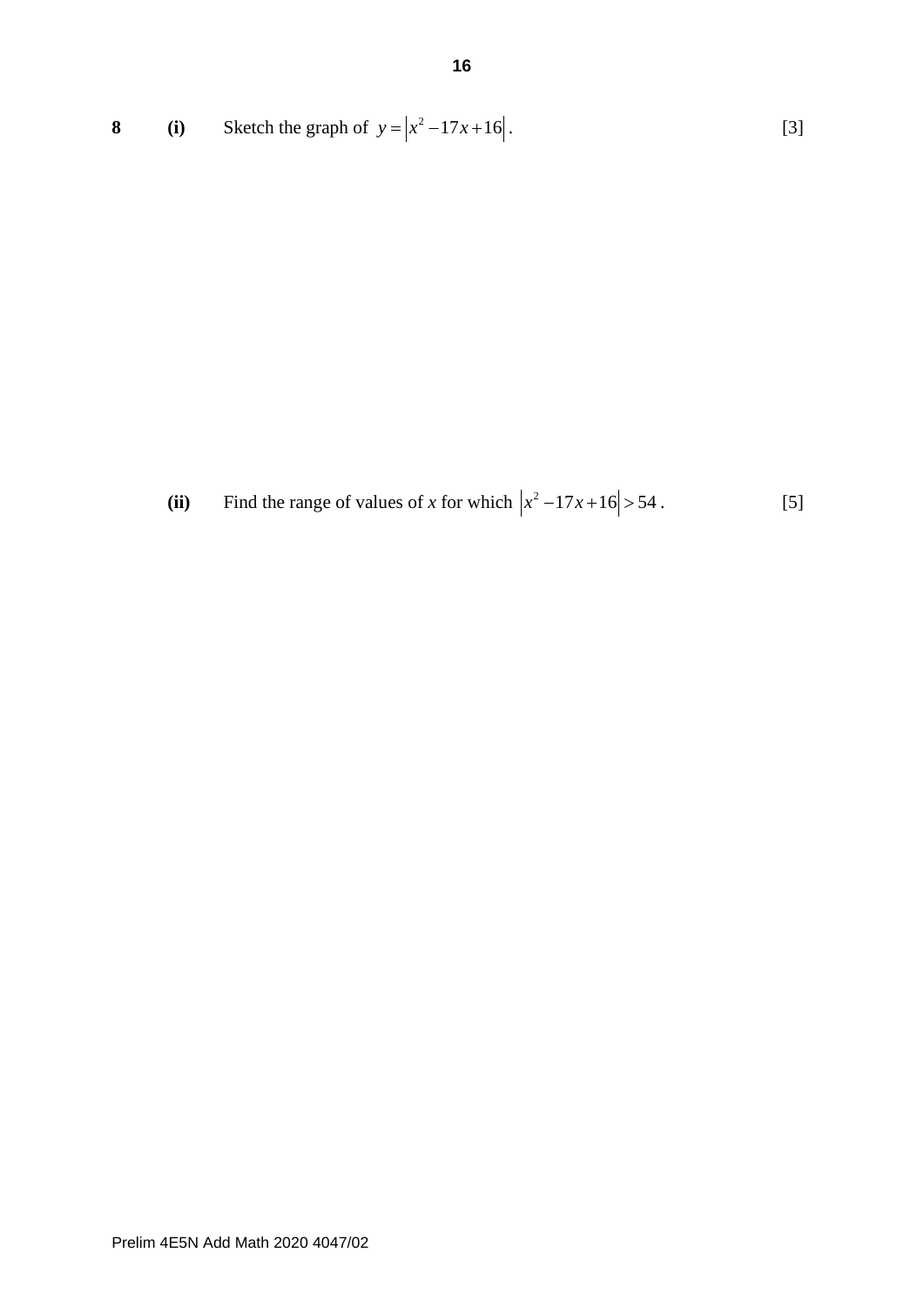**8** **(i)** Sketch the graph of $y = \left|x^2 - 17x + 16\right|$. [3]

**(ii)** Find the range of values of $x$ for which $\left|x^2 - 17x + 16\right| > 54$. [5]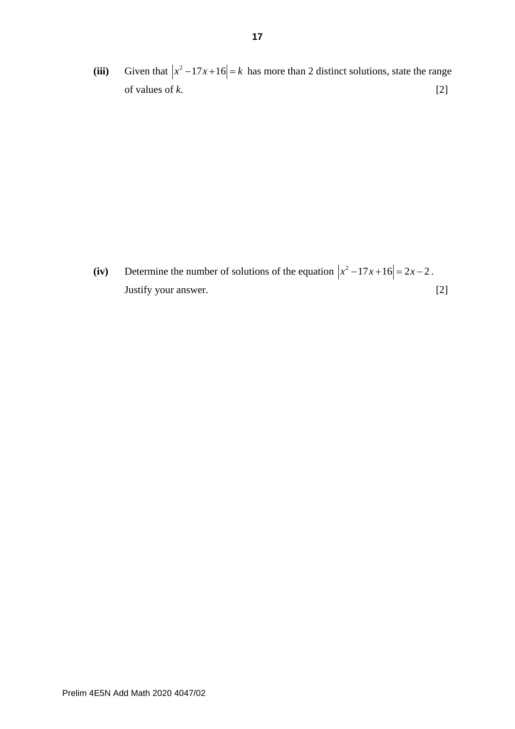**(iii)** Given that $\left|x^2 - 17x + 16\right| = k$ has more than 2 distinct solutions, state the range of values of $k$. [2]

**(iv)** Determine the number of solutions of the equation $\left|x^2 - 17x + 16\right| = 2x - 2$. Justify your answer. [2]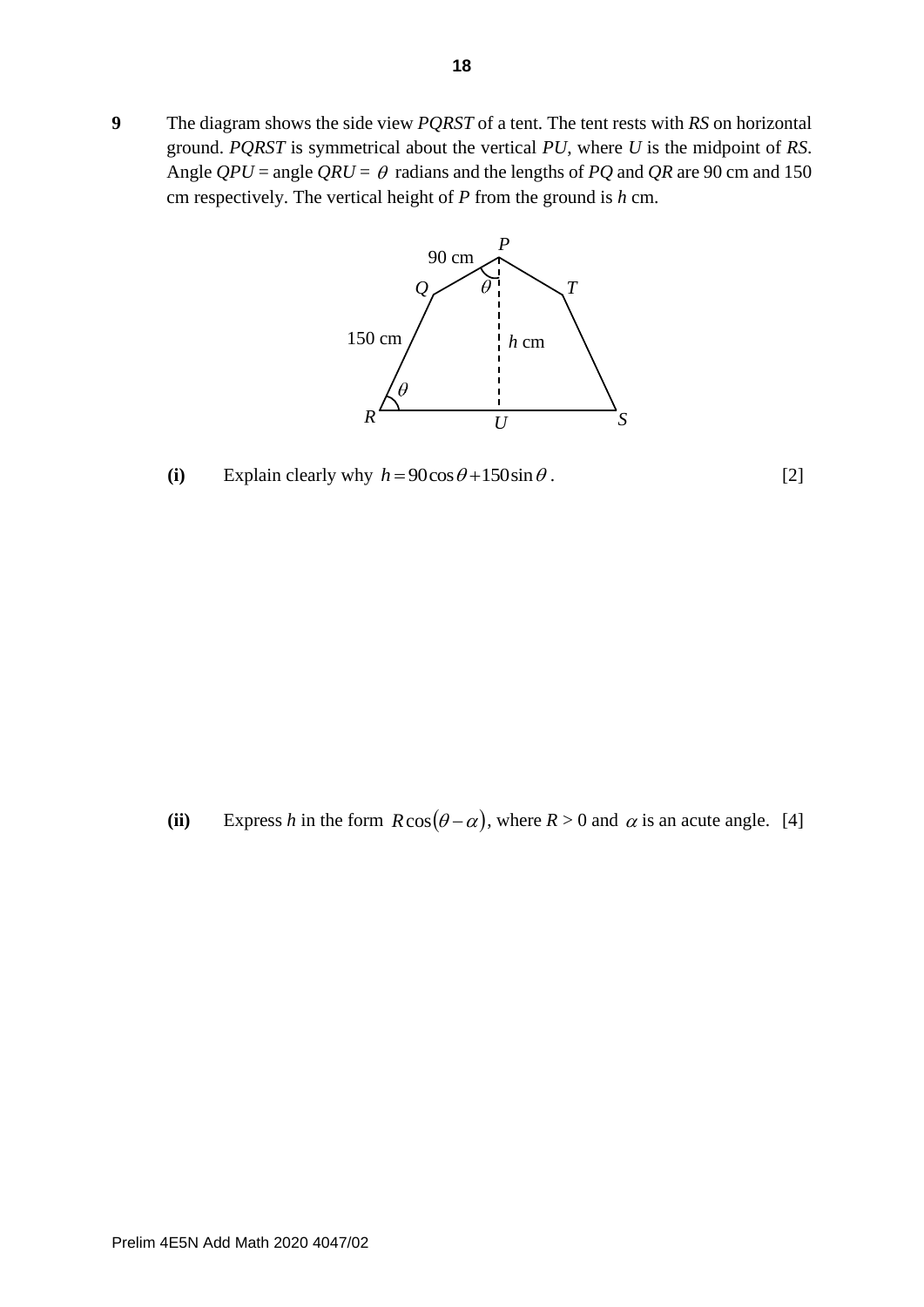**9** The diagram shows the side view *PQRST* of a tent. The tent rests with *RS* on horizontal ground. *PQRST* is symmetrical about the vertical *PU*, where *U* is the midpoint of *RS*. Angle *QPU* = angle *QRU* = $\theta$ radians and the lengths of *PQ* and *QR* are 90 cm and 150 cm respectively. The vertical height of *P* from the ground is *h* cm.

**(i)** Explain clearly why $h = 90\cos\theta + 150\sin\theta$. [2]

**(ii)** Express *h* in the form $R\cos(\theta - \alpha)$, where *R* > 0 and $\alpha$ is an acute angle. [4]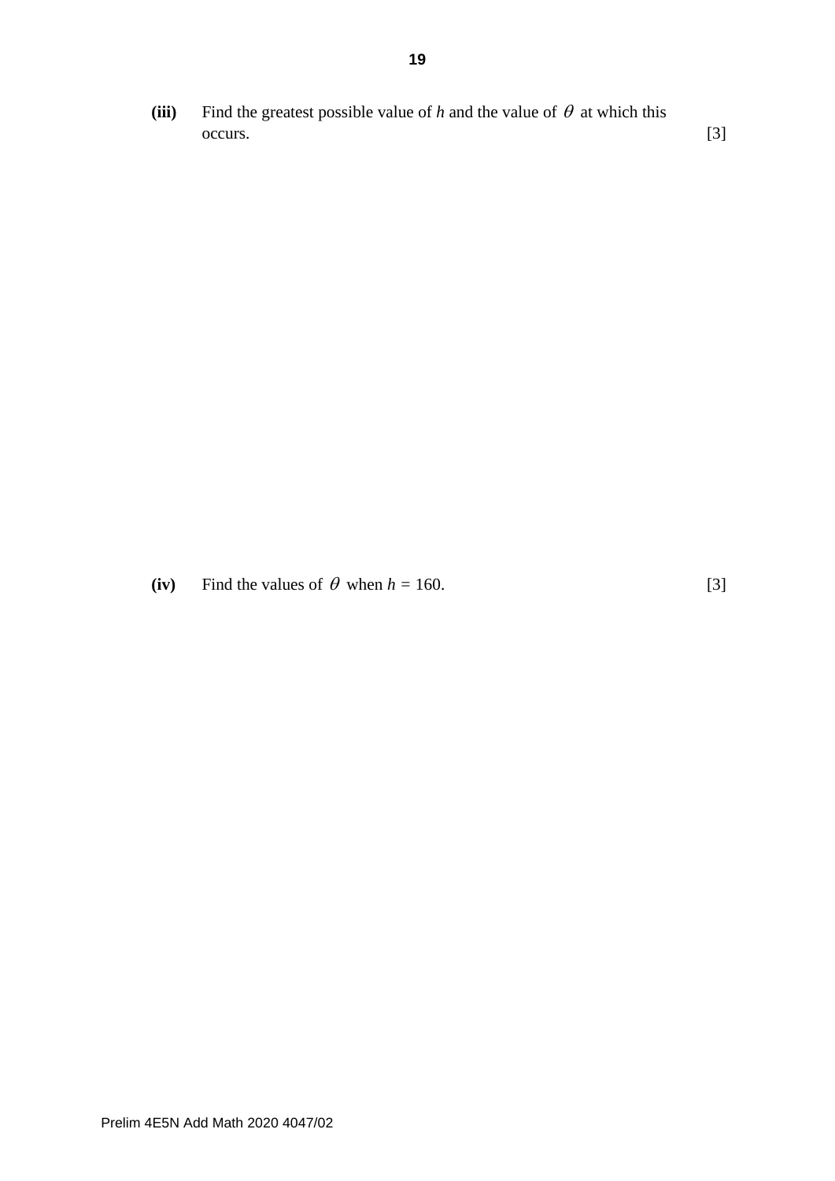**(iii)** Find the greatest possible value of $h$ and the value of $\theta$ at which this occurs. [3]

**(iv)** Find the values of $\theta$ when $h = 160$. [3]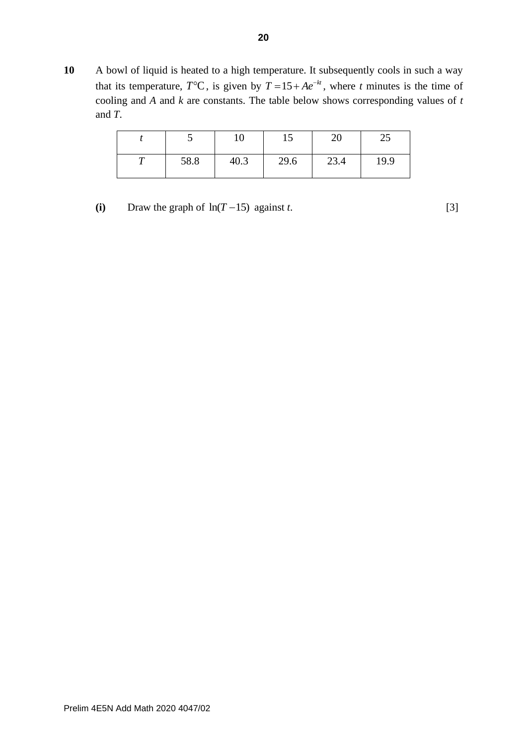**10** A bowl of liquid is heated to a high temperature. It subsequently cools in such a way that its temperature, $T°\text{C}$, is given by $T = 15 + Ae^{-kt}$, where $t$ minutes is the time of cooling and $A$ and $k$ are constants. The table below shows corresponding values of $t$ and $T$.

| $t$ | 5 | 10 | 15 | 20 | 25 |
|---|---|---|---|---|---|
| $T$ | 58.8 | 40.3 | 29.6 | 23.4 | 19.9 |

**(i)** Draw the graph of $\ln(T - 15)$ against $t$. [3]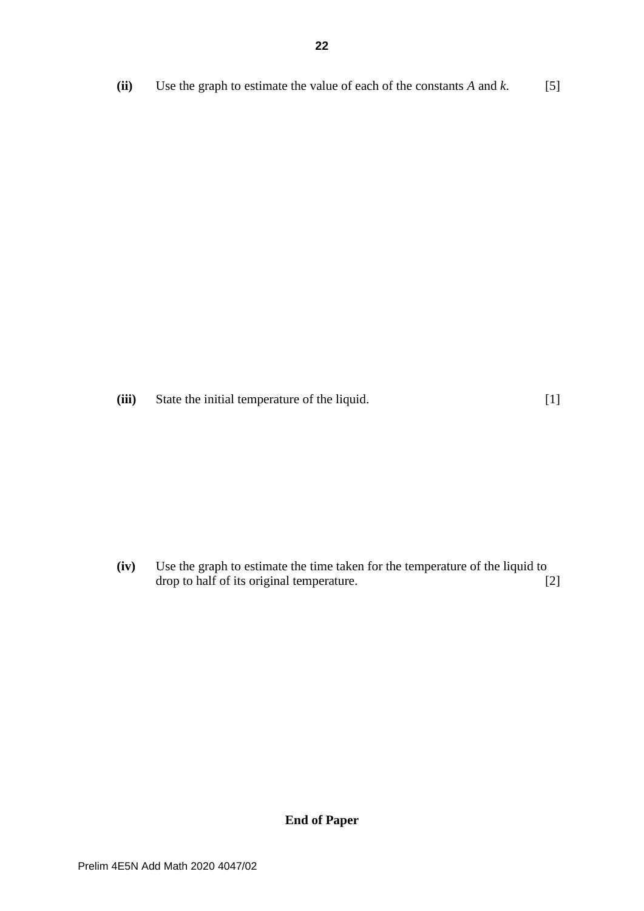**(ii)** Use the graph to estimate the value of each of the constants $A$ and $k$. [5]

**(iii)** State the initial temperature of the liquid. [1]

**(iv)** Use the graph to estimate the time taken for the temperature of the liquid to drop to half of its original temperature. [2]

**End of Paper**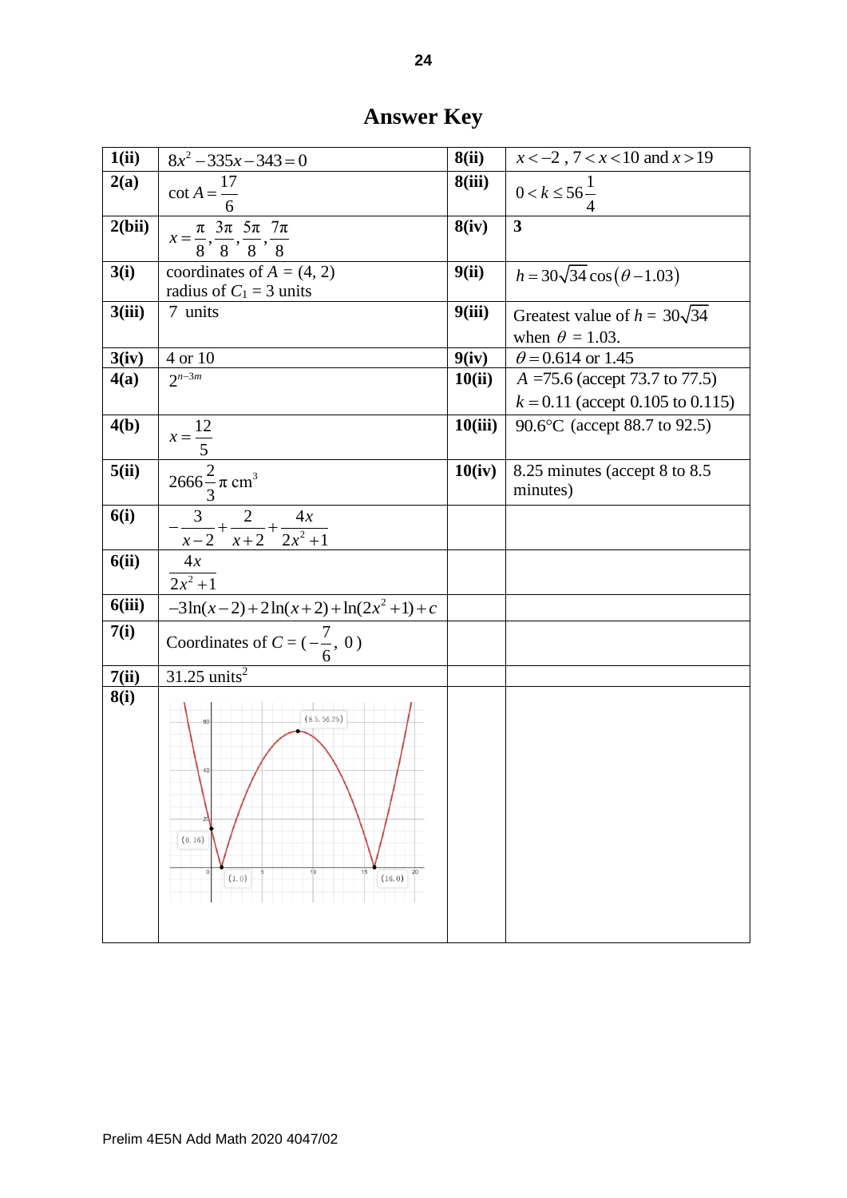# Answer Key

| | | | |
|---|---|---|---|
| **1(ii)** | $8x^2 - 335x - 343 = 0$ | **8(ii)** | $x < -2$ , $7 < x < 10$ and $x > 19$ |
| **2(a)** | $\cot A = \frac{17}{6}$ | **8(iii)** | $0 < k \leq 56\frac{1}{4}$ |
| **2(bii)** | $x = \frac{\pi}{8}, \frac{3\pi}{8}, \frac{5\pi}{8}, \frac{7\pi}{8}$ | **8(iv)** | **3** |
| **3(i)** | coordinates of $A$ = (4, 2) radius of $C_1$ = 3 units | **9(ii)** | $h = 30\sqrt{34}\cos(\theta - 1.03)$ |
| **3(iii)** | 7 units | **9(iii)** | Greatest value of $h$ = $30\sqrt{34}$ when $\theta$ = 1.03. |
| **3(iv)** | 4 or 10 | **9(iv)** | $\theta = 0.614$ or 1.45 |
| **4(a)** | $2^{n-3m}$ | **10(ii)** | $A$ =75.6 (accept 73.7 to 77.5) $k = 0.11$ (accept 0.105 to 0.115) |
| **4(b)** | $x = \frac{12}{5}$ | **10(iii)** | 90.6°C (accept 88.7 to 92.5) |
| **5(ii)** | $2666\frac{2}{3}\pi \text{ cm}^3$ | **10(iv)** | 8.25 minutes (accept 8 to 8.5 minutes) |
| **6(i)** | $-\frac{3}{x-2} + \frac{2}{x+2} + \frac{4x}{2x^2+1}$ | | |
| **6(ii)** | $\frac{4x}{2x^2+1}$ | | |
| **6(iii)** | $-3\ln(x-2) + 2\ln(x+2) + \ln(2x^2+1) + c$ | | |
| **7(i)** | Coordinates of $C$ = $(-\frac{7}{6}, 0)$ | | |
| **7(ii)** | 31.25 units$^2$ | | |
| **8(i)** | (graph) | | |

Graph for 8(i):

(8.5, 56.25)

(0, 16)

(1, 0)

(16, 0)

0, 5, 10, 15, 20

20, 40, 60